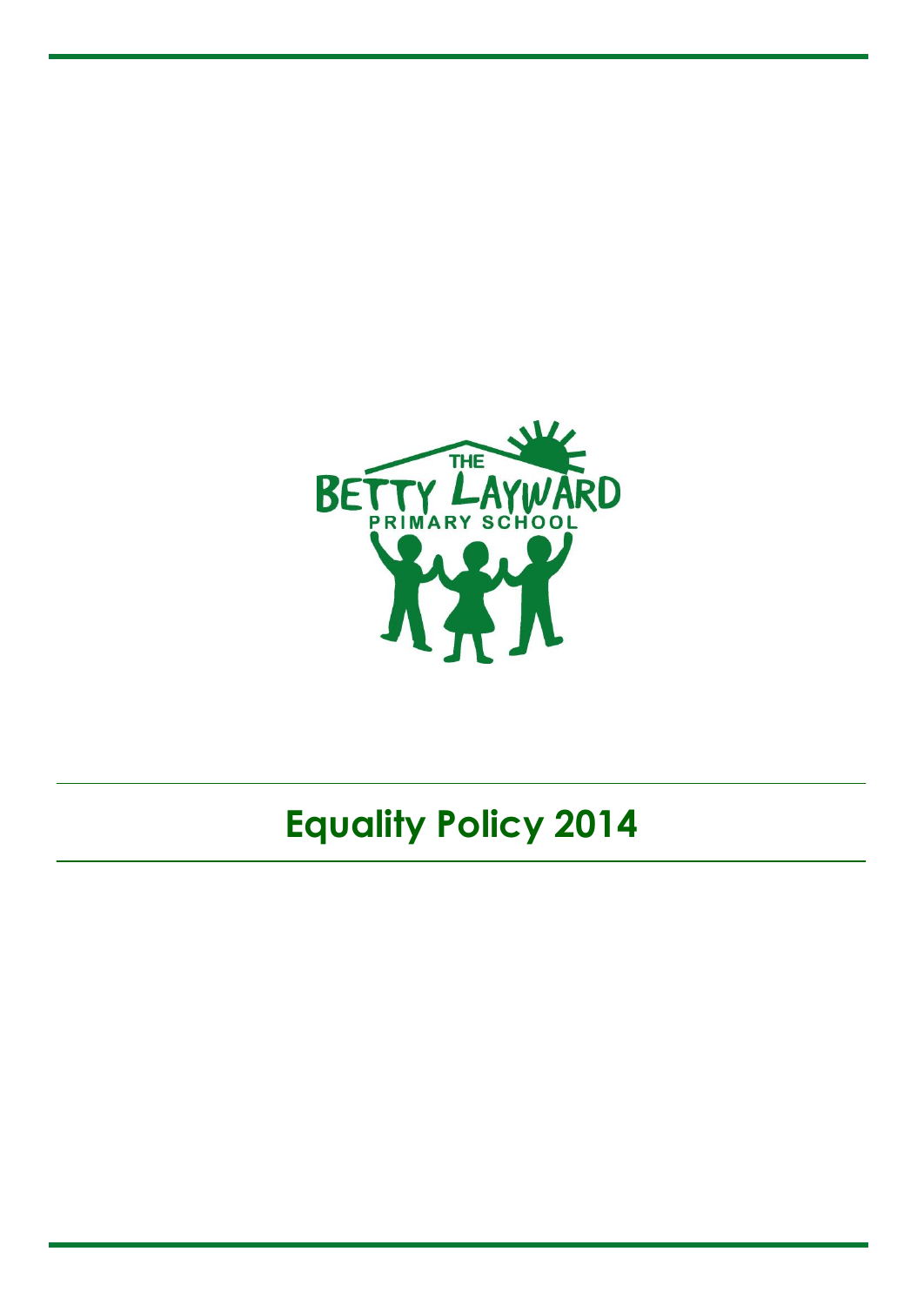THE BETTY LAYWARD PRIMARY SCHOOL

# Equality Policy 2014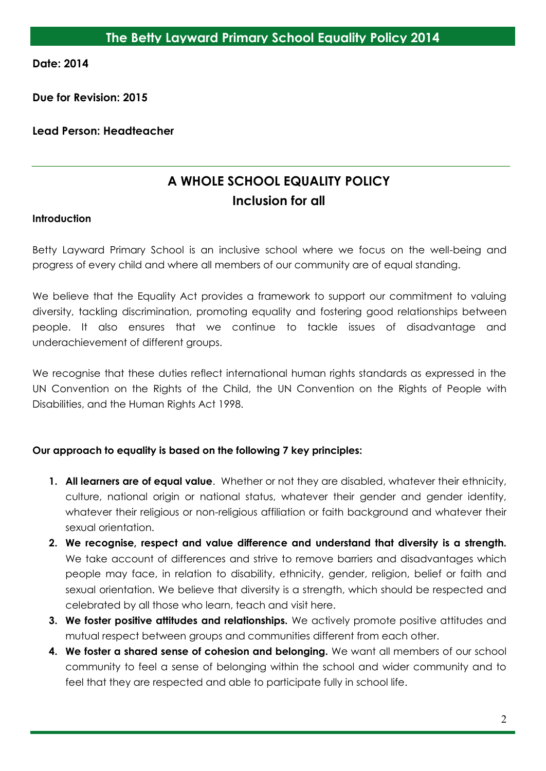# The Betty Layward Primary School Equality Policy 2014

**Date: 2014**

**Due for Revision: 2015**

**Lead Person: Headteacher**

---

## A WHOLE SCHOOL EQUALITY POLICY
## Inclusion for all

**Introduction**

Betty Layward Primary School is an inclusive school where we focus on the well-being and progress of every child and where all members of our community are of equal standing.

We believe that the Equality Act provides a framework to support our commitment to valuing diversity, tackling discrimination, promoting equality and fostering good relationships between people. It also ensures that we continue to tackle issues of disadvantage and underachievement of different groups.

We recognise that these duties reflect international human rights standards as expressed in the UN Convention on the Rights of the Child, the UN Convention on the Rights of People with Disabilities, and the Human Rights Act 1998.

**Our approach to equality is based on the following 7 key principles:**

1. **All learners are of equal value**. Whether or not they are disabled, whatever their ethnicity, culture, national origin or national status, whatever their gender and gender identity, whatever their religious or non-religious affiliation or faith background and whatever their sexual orientation.
2. **We recognise, respect and value difference and understand that diversity is a strength.** We take account of differences and strive to remove barriers and disadvantages which people may face, in relation to disability, ethnicity, gender, religion, belief or faith and sexual orientation. We believe that diversity is a strength, which should be respected and celebrated by all those who learn, teach and visit here.
3. **We foster positive attitudes and relationships.** We actively promote positive attitudes and mutual respect between groups and communities different from each other.
4. **We foster a shared sense of cohesion and belonging.** We want all members of our school community to feel a sense of belonging within the school and wider community and to feel that they are respected and able to participate fully in school life.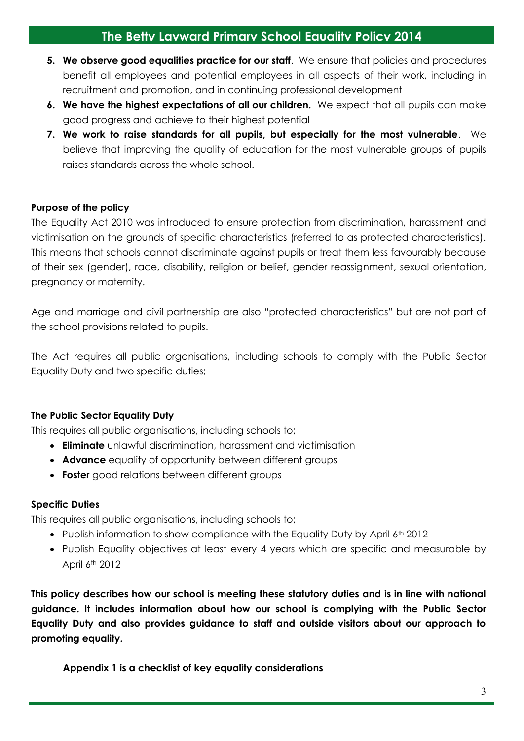5. **We observe good equalities practice for our staff**. We ensure that policies and procedures benefit all employees and potential employees in all aspects of their work, including in recruitment and promotion, and in continuing professional development
6. **We have the highest expectations of all our children.** We expect that all pupils can make good progress and achieve to their highest potential
7. **We work to raise standards for all pupils, but especially for the most vulnerable**. We believe that improving the quality of education for the most vulnerable groups of pupils raises standards across the whole school.

**Purpose of the policy**

The Equality Act 2010 was introduced to ensure protection from discrimination, harassment and victimisation on the grounds of specific characteristics (referred to as protected characteristics). This means that schools cannot discriminate against pupils or treat them less favourably because of their sex (gender), race, disability, religion or belief, gender reassignment, sexual orientation, pregnancy or maternity.

Age and marriage and civil partnership are also "protected characteristics" but are not part of the school provisions related to pupils.

The Act requires all public organisations, including schools to comply with the Public Sector Equality Duty and two specific duties;

**The Public Sector Equality Duty**

This requires all public organisations, including schools to;

- **Eliminate** unlawful discrimination, harassment and victimisation
- **Advance** equality of opportunity between different groups
- **Foster** good relations between different groups

**Specific Duties**

This requires all public organisations, including schools to;

- Publish information to show compliance with the Equality Duty by April 6th 2012
- Publish Equality objectives at least every 4 years which are specific and measurable by April 6th 2012

**This policy describes how our school is meeting these statutory duties and is in line with national guidance. It includes information about how our school is complying with the Public Sector Equality Duty and also provides guidance to staff and outside visitors about our approach to promoting equality.**

**Appendix 1 is a checklist of key equality considerations**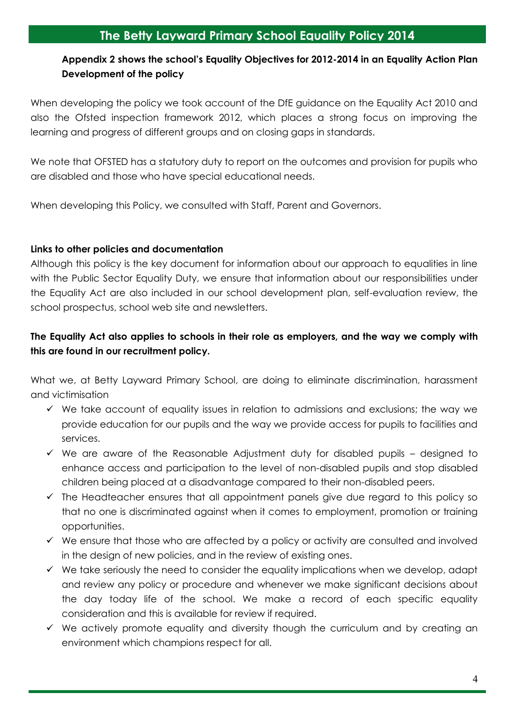**Appendix 2 shows the school's Equality Objectives for 2012-2014 in an Equality Action Plan**
**Development of the policy**

When developing the policy we took account of the DfE guidance on the Equality Act 2010 and also the Ofsted inspection framework 2012, which places a strong focus on improving the learning and progress of different groups and on closing gaps in standards.

We note that OFSTED has a statutory duty to report on the outcomes and provision for pupils who are disabled and those who have special educational needs.

When developing this Policy, we consulted with Staff, Parent and Governors.

**Links to other policies and documentation**

Although this policy is the key document for information about our approach to equalities in line with the Public Sector Equality Duty, we ensure that information about our responsibilities under the Equality Act are also included in our school development plan, self-evaluation review, the school prospectus, school web site and newsletters.

**The Equality Act also applies to schools in their role as employers, and the way we comply with this are found in our recruitment policy.**

What we, at Betty Layward Primary School, are doing to eliminate discrimination, harassment and victimisation

- ✓ We take account of equality issues in relation to admissions and exclusions; the way we provide education for our pupils and the way we provide access for pupils to facilities and services.
- ✓ We are aware of the Reasonable Adjustment duty for disabled pupils – designed to enhance access and participation to the level of non-disabled pupils and stop disabled children being placed at a disadvantage compared to their non-disabled peers.
- ✓ The Headteacher ensures that all appointment panels give due regard to this policy so that no one is discriminated against when it comes to employment, promotion or training opportunities.
- ✓ We ensure that those who are affected by a policy or activity are consulted and involved in the design of new policies, and in the review of existing ones.
- ✓ We take seriously the need to consider the equality implications when we develop, adapt and review any policy or procedure and whenever we make significant decisions about the day today life of the school. We make a record of each specific equality consideration and this is available for review if required.
- ✓ We actively promote equality and diversity though the curriculum and by creating an environment which champions respect for all.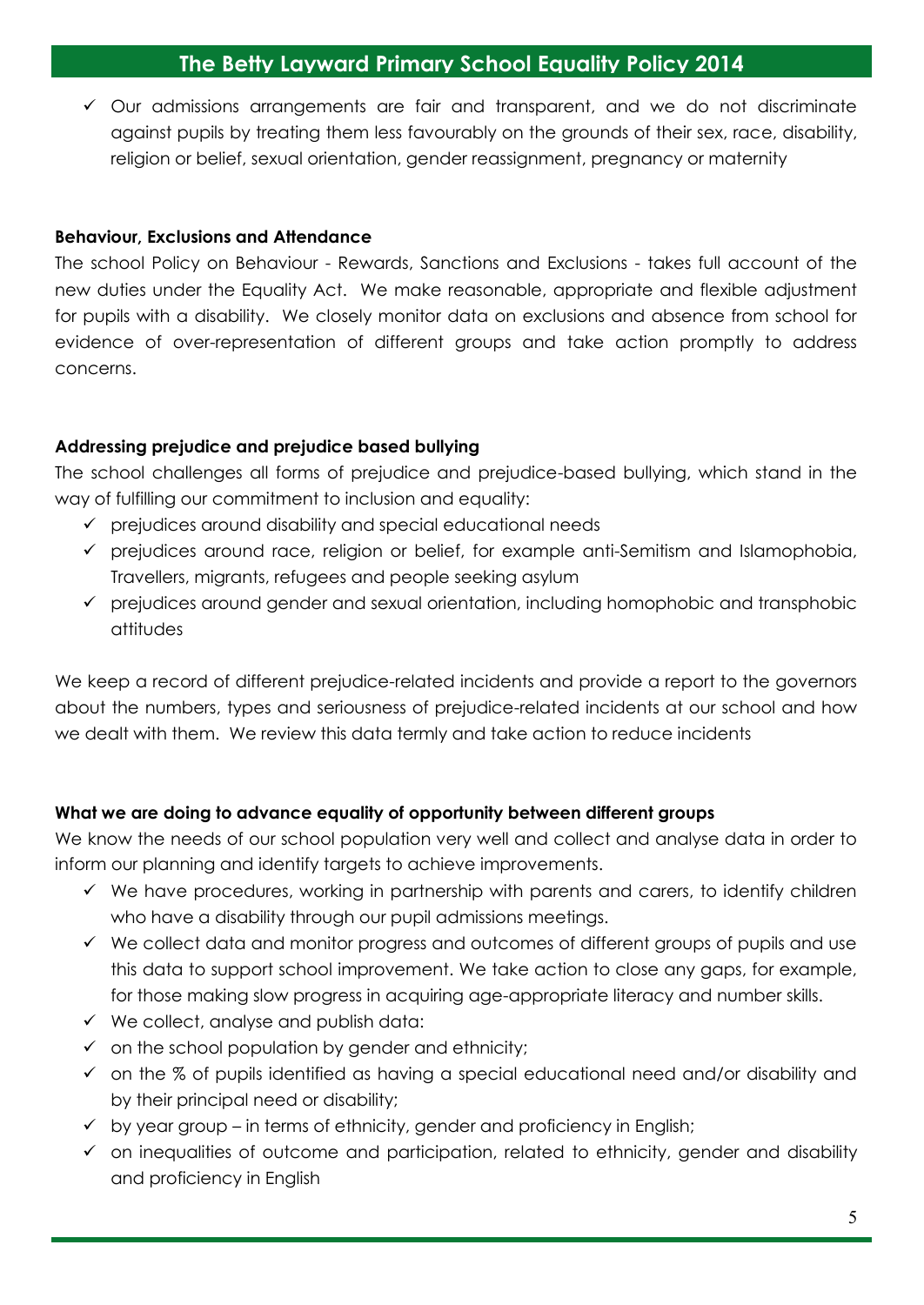- Our admissions arrangements are fair and transparent, and we do not discriminate against pupils by treating them less favourably on the grounds of their sex, race, disability, religion or belief, sexual orientation, gender reassignment, pregnancy or maternity

**Behaviour, Exclusions and Attendance**

The school Policy on Behaviour - Rewards, Sanctions and Exclusions - takes full account of the new duties under the Equality Act. We make reasonable, appropriate and flexible adjustment for pupils with a disability. We closely monitor data on exclusions and absence from school for evidence of over-representation of different groups and take action promptly to address concerns.

**Addressing prejudice and prejudice based bullying**

The school challenges all forms of prejudice and prejudice-based bullying, which stand in the way of fulfilling our commitment to inclusion and equality:

- prejudices around disability and special educational needs
- prejudices around race, religion or belief, for example anti-Semitism and Islamophobia, Travellers, migrants, refugees and people seeking asylum
- prejudices around gender and sexual orientation, including homophobic and transphobic attitudes

We keep a record of different prejudice-related incidents and provide a report to the governors about the numbers, types and seriousness of prejudice-related incidents at our school and how we dealt with them. We review this data termly and take action to reduce incidents

**What we are doing to advance equality of opportunity between different groups**

We know the needs of our school population very well and collect and analyse data in order to inform our planning and identify targets to achieve improvements.

- We have procedures, working in partnership with parents and carers, to identify children who have a disability through our pupil admissions meetings.
- We collect data and monitor progress and outcomes of different groups of pupils and use this data to support school improvement. We take action to close any gaps, for example, for those making slow progress in acquiring age-appropriate literacy and number skills.
- We collect, analyse and publish data:
- on the school population by gender and ethnicity;
- on the % of pupils identified as having a special educational need and/or disability and by their principal need or disability;
- by year group – in terms of ethnicity, gender and proficiency in English;
- on inequalities of outcome and participation, related to ethnicity, gender and disability and proficiency in English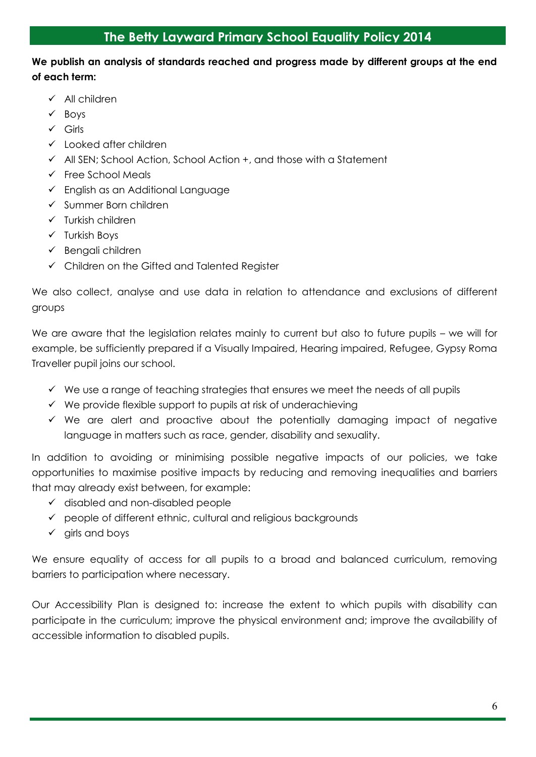**We publish an analysis of standards reached and progress made by different groups at the end of each term:**

- ✓ All children
- ✓ Boys
- ✓ Girls
- ✓ Looked after children
- ✓ All SEN; School Action, School Action +, and those with a Statement
- ✓ Free School Meals
- ✓ English as an Additional Language
- ✓ Summer Born children
- ✓ Turkish children
- ✓ Turkish Boys
- ✓ Bengali children
- ✓ Children on the Gifted and Talented Register

We also collect, analyse and use data in relation to attendance and exclusions of different groups

We are aware that the legislation relates mainly to current but also to future pupils – we will for example, be sufficiently prepared if a Visually Impaired, Hearing impaired, Refugee, Gypsy Roma Traveller pupil joins our school.

- ✓ We use a range of teaching strategies that ensures we meet the needs of all pupils
- ✓ We provide flexible support to pupils at risk of underachieving
- ✓ We are alert and proactive about the potentially damaging impact of negative language in matters such as race, gender, disability and sexuality.

In addition to avoiding or minimising possible negative impacts of our policies, we take opportunities to maximise positive impacts by reducing and removing inequalities and barriers that may already exist between, for example:

- ✓ disabled and non-disabled people
- ✓ people of different ethnic, cultural and religious backgrounds
- ✓ girls and boys

We ensure equality of access for all pupils to a broad and balanced curriculum, removing barriers to participation where necessary.

Our Accessibility Plan is designed to: increase the extent to which pupils with disability can participate in the curriculum; improve the physical environment and; improve the availability of accessible information to disabled pupils.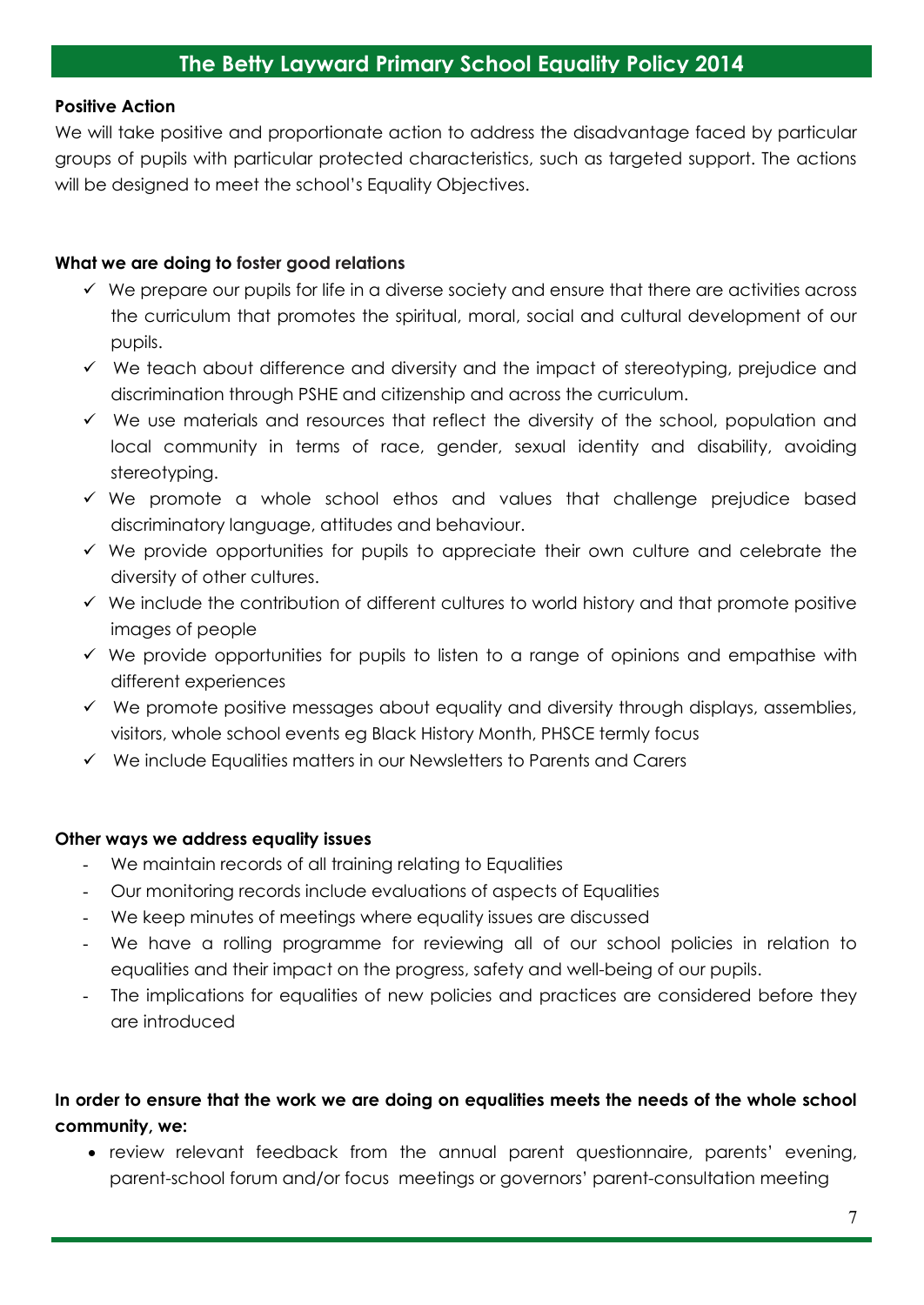**Positive Action**

We will take positive and proportionate action to address the disadvantage faced by particular groups of pupils with particular protected characteristics, such as targeted support. The actions will be designed to meet the school's Equality Objectives.

**What we are doing to foster good relations**

- ✓ We prepare our pupils for life in a diverse society and ensure that there are activities across the curriculum that promotes the spiritual, moral, social and cultural development of our pupils.
- ✓ We teach about difference and diversity and the impact of stereotyping, prejudice and discrimination through PSHE and citizenship and across the curriculum.
- ✓ We use materials and resources that reflect the diversity of the school, population and local community in terms of race, gender, sexual identity and disability, avoiding stereotyping.
- ✓ We promote a whole school ethos and values that challenge prejudice based discriminatory language, attitudes and behaviour.
- ✓ We provide opportunities for pupils to appreciate their own culture and celebrate the diversity of other cultures.
- ✓ We include the contribution of different cultures to world history and that promote positive images of people
- ✓ We provide opportunities for pupils to listen to a range of opinions and empathise with different experiences
- ✓ We promote positive messages about equality and diversity through displays, assemblies, visitors, whole school events eg Black History Month, PHSCE termly focus
- ✓ We include Equalities matters in our Newsletters to Parents and Carers

**Other ways we address equality issues**

- We maintain records of all training relating to Equalities
- Our monitoring records include evaluations of aspects of Equalities
- We keep minutes of meetings where equality issues are discussed
- We have a rolling programme for reviewing all of our school policies in relation to equalities and their impact on the progress, safety and well-being of our pupils.
- The implications for equalities of new policies and practices are considered before they are introduced

**In order to ensure that the work we are doing on equalities meets the needs of the whole school community, we:**

- review relevant feedback from the annual parent questionnaire, parents' evening, parent-school forum and/or focus meetings or governors' parent-consultation meeting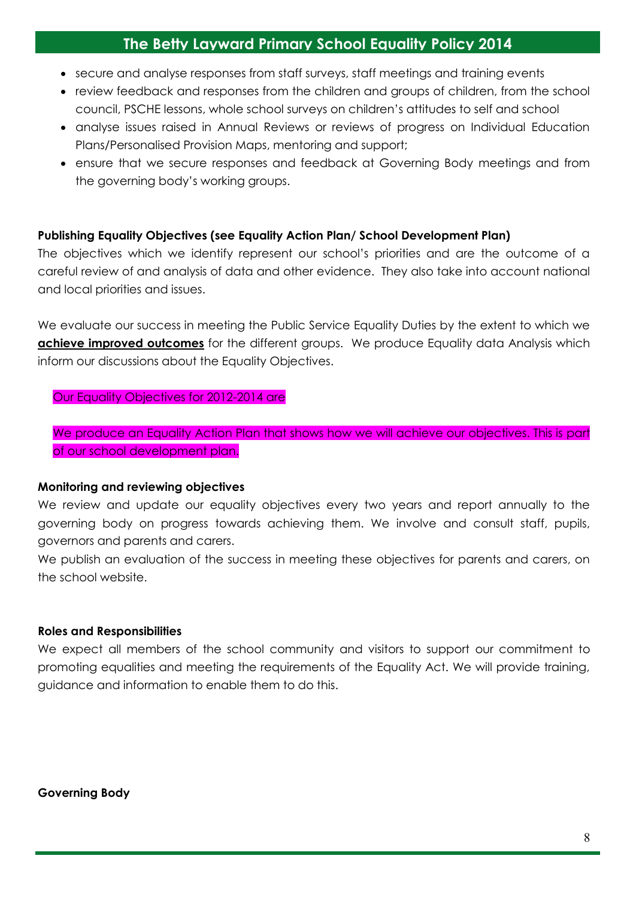- secure and analyse responses from staff surveys, staff meetings and training events
- review feedback and responses from the children and groups of children, from the school council, PSCHE lessons, whole school surveys on children's attitudes to self and school
- analyse issues raised in Annual Reviews or reviews of progress on Individual Education Plans/Personalised Provision Maps, mentoring and support;
- ensure that we secure responses and feedback at Governing Body meetings and from the governing body's working groups.

**Publishing Equality Objectives (see Equality Action Plan/ School Development Plan)**

The objectives which we identify represent our school's priorities and are the outcome of a careful review of and analysis of data and other evidence. They also take into account national and local priorities and issues.

We evaluate our success in meeting the Public Service Equality Duties by the extent to which we **achieve improved outcomes** for the different groups. We produce Equality data Analysis which inform our discussions about the Equality Objectives.

Our Equality Objectives for 2012-2014 are

We produce an Equality Action Plan that shows how we will achieve our objectives. This is part of our school development plan.

**Monitoring and reviewing objectives**

We review and update our equality objectives every two years and report annually to the governing body on progress towards achieving them. We involve and consult staff, pupils, governors and parents and carers.

We publish an evaluation of the success in meeting these objectives for parents and carers, on the school website.

**Roles and Responsibilities**

We expect all members of the school community and visitors to support our commitment to promoting equalities and meeting the requirements of the Equality Act. We will provide training, guidance and information to enable them to do this.

**Governing Body**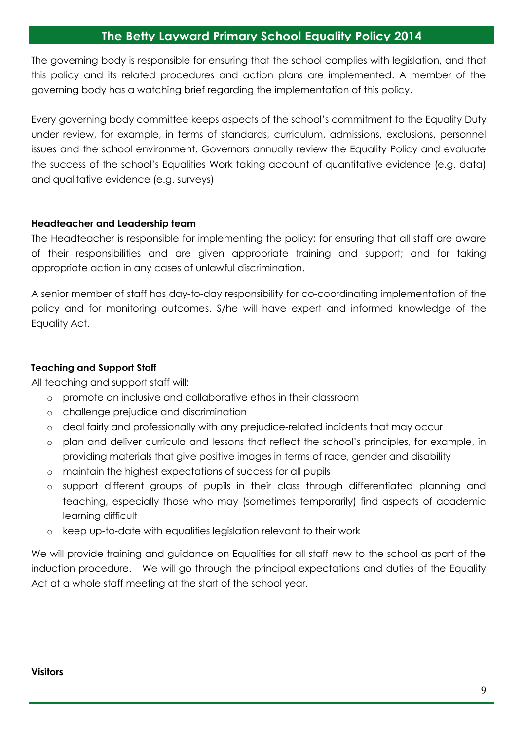The governing body is responsible for ensuring that the school complies with legislation, and that this policy and its related procedures and action plans are implemented. A member of the governing body has a watching brief regarding the implementation of this policy.

Every governing body committee keeps aspects of the school's commitment to the Equality Duty under review, for example, in terms of standards, curriculum, admissions, exclusions, personnel issues and the school environment. Governors annually review the Equality Policy and evaluate the success of the school's Equalities Work taking account of quantitative evidence (e.g. data) and qualitative evidence (e.g. surveys)

**Headteacher and Leadership team**

The Headteacher is responsible for implementing the policy; for ensuring that all staff are aware of their responsibilities and are given appropriate training and support; and for taking appropriate action in any cases of unlawful discrimination.

A senior member of staff has day-to-day responsibility for co-coordinating implementation of the policy and for monitoring outcomes. S/he will have expert and informed knowledge of the Equality Act.

**Teaching and Support Staff**

All teaching and support staff will:

- promote an inclusive and collaborative ethos in their classroom
- challenge prejudice and discrimination
- deal fairly and professionally with any prejudice-related incidents that may occur
- plan and deliver curricula and lessons that reflect the school's principles, for example, in providing materials that give positive images in terms of race, gender and disability
- maintain the highest expectations of success for all pupils
- support different groups of pupils in their class through differentiated planning and teaching, especially those who may (sometimes temporarily) find aspects of academic learning difficult
- keep up-to-date with equalities legislation relevant to their work

We will provide training and guidance on Equalities for all staff new to the school as part of the induction procedure. We will go through the principal expectations and duties of the Equality Act at a whole staff meeting at the start of the school year.

**Visitors**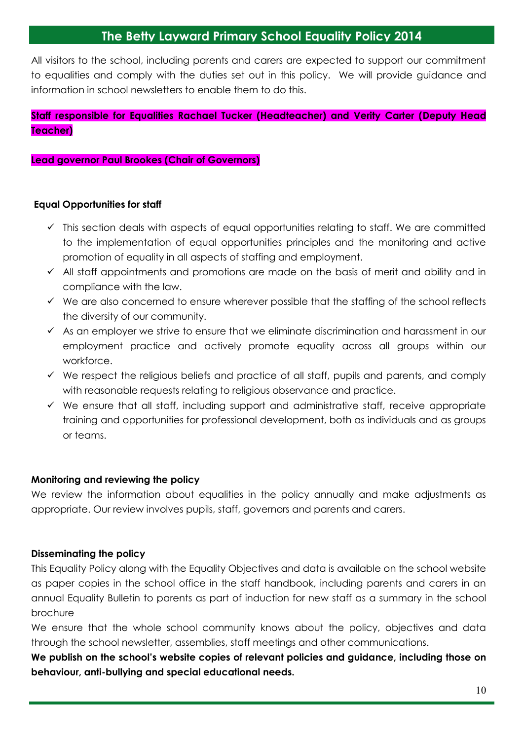All visitors to the school, including parents and carers are expected to support our commitment to equalities and comply with the duties set out in this policy. We will provide guidance and information in school newsletters to enable them to do this.

**Staff responsible for Equalities Rachael Tucker (Headteacher) and Verity Carter (Deputy Head Teacher)**

**Lead governor Paul Brookes (Chair of Governors)**

**Equal Opportunities for staff**

- ✓ This section deals with aspects of equal opportunities relating to staff. We are committed to the implementation of equal opportunities principles and the monitoring and active promotion of equality in all aspects of staffing and employment.
- ✓ All staff appointments and promotions are made on the basis of merit and ability and in compliance with the law.
- ✓ We are also concerned to ensure wherever possible that the staffing of the school reflects the diversity of our community.
- ✓ As an employer we strive to ensure that we eliminate discrimination and harassment in our employment practice and actively promote equality across all groups within our workforce.
- ✓ We respect the religious beliefs and practice of all staff, pupils and parents, and comply with reasonable requests relating to religious observance and practice.
- ✓ We ensure that all staff, including support and administrative staff, receive appropriate training and opportunities for professional development, both as individuals and as groups or teams.

**Monitoring and reviewing the policy**

We review the information about equalities in the policy annually and make adjustments as appropriate. Our review involves pupils, staff, governors and parents and carers.

**Disseminating the policy**

This Equality Policy along with the Equality Objectives and data is available on the school website as paper copies in the school office in the staff handbook, including parents and carers in an annual Equality Bulletin to parents as part of induction for new staff as a summary in the school brochure

We ensure that the whole school community knows about the policy, objectives and data through the school newsletter, assemblies, staff meetings and other communications.

**We publish on the school's website copies of relevant policies and guidance, including those on behaviour, anti-bullying and special educational needs.**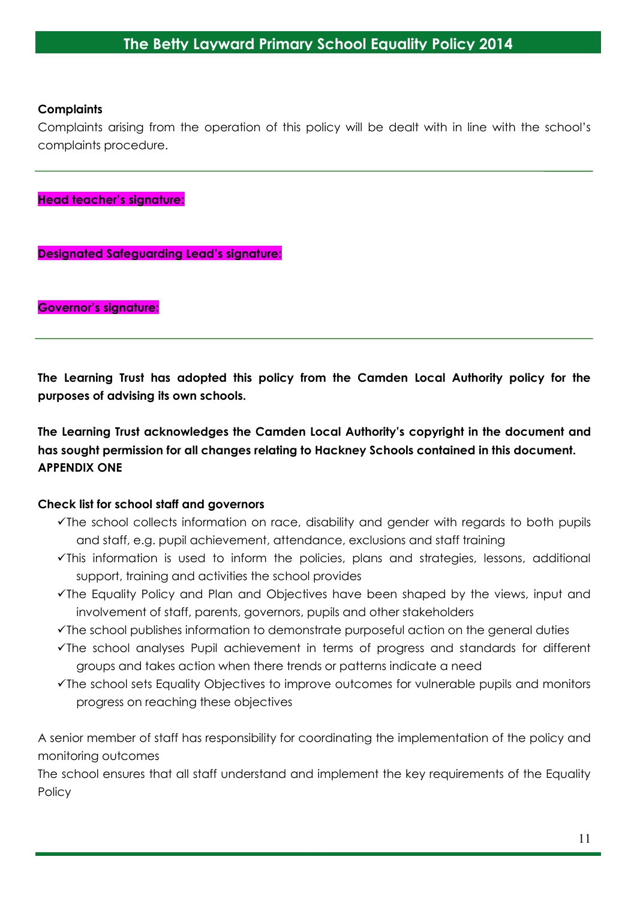**Complaints**

Complaints arising from the operation of this policy will be dealt with in line with the school's complaints procedure.

---

**Head teacher's signature:**

**Designated Safeguarding Lead's signature:**

**Governor's signature:**

---

**The Learning Trust has adopted this policy from the Camden Local Authority policy for the purposes of advising its own schools.**

**The Learning Trust acknowledges the Camden Local Authority's copyright in the document and has sought permission for all changes relating to Hackney Schools contained in this document.**

**APPENDIX ONE**

**Check list for school staff and governors**

- ✓The school collects information on race, disability and gender with regards to both pupils and staff, e.g. pupil achievement, attendance, exclusions and staff training
- ✓This information is used to inform the policies, plans and strategies, lessons, additional support, training and activities the school provides
- ✓The Equality Policy and Plan and Objectives have been shaped by the views, input and involvement of staff, parents, governors, pupils and other stakeholders
- ✓The school publishes information to demonstrate purposeful action on the general duties
- ✓The school analyses Pupil achievement in terms of progress and standards for different groups and takes action when there trends or patterns indicate a need
- ✓The school sets Equality Objectives to improve outcomes for vulnerable pupils and monitors progress on reaching these objectives

A senior member of staff has responsibility for coordinating the implementation of the policy and monitoring outcomes

The school ensures that all staff understand and implement the key requirements of the Equality Policy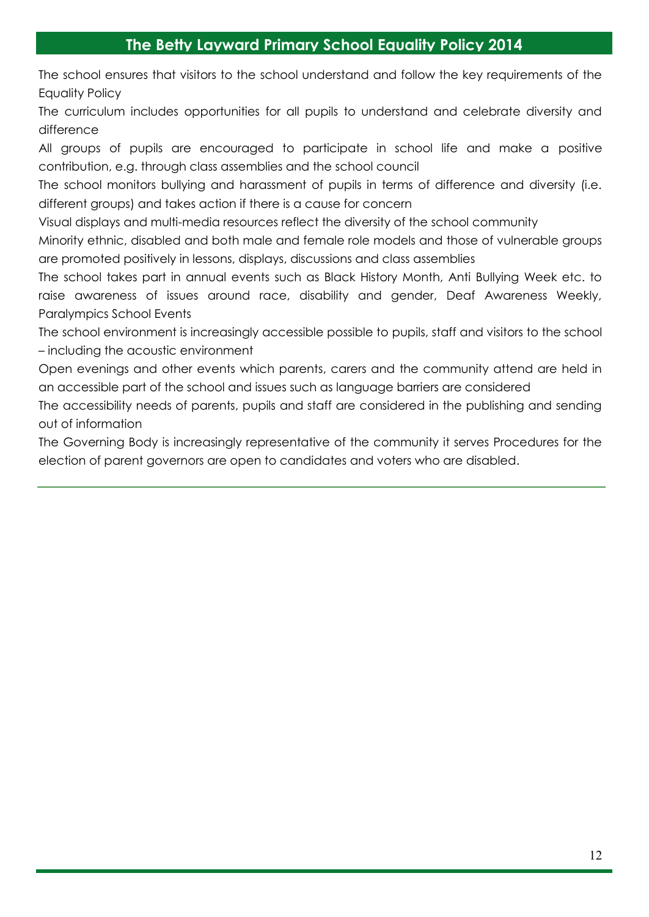## The Betty Layward Primary School Equality Policy 2014

The school ensures that visitors to the school understand and follow the key requirements of the Equality Policy

The curriculum includes opportunities for all pupils to understand and celebrate diversity and difference

All groups of pupils are encouraged to participate in school life and make a positive contribution, e.g. through class assemblies and the school council

The school monitors bullying and harassment of pupils in terms of difference and diversity (i.e. different groups) and takes action if there is a cause for concern

Visual displays and multi-media resources reflect the diversity of the school community

Minority ethnic, disabled and both male and female role models and those of vulnerable groups are promoted positively in lessons, displays, discussions and class assemblies

The school takes part in annual events such as Black History Month, Anti Bullying Week etc. to raise awareness of issues around race, disability and gender, Deaf Awareness Weekly, Paralympics School Events

The school environment is increasingly accessible possible to pupils, staff and visitors to the school – including the acoustic environment

Open evenings and other events which parents, carers and the community attend are held in an accessible part of the school and issues such as language barriers are considered

The accessibility needs of parents, pupils and staff are considered in the publishing and sending out of information

The Governing Body is increasingly representative of the community it serves Procedures for the election of parent governors are open to candidates and voters who are disabled.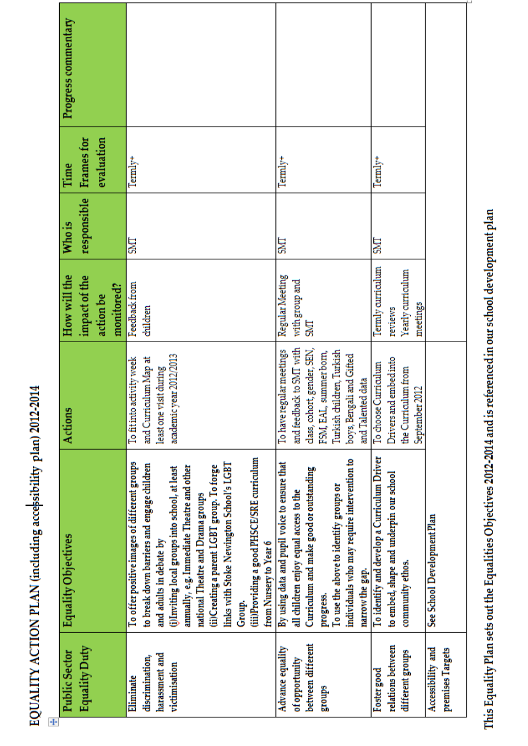# EQUALITY ACTION PLAN (including accessibility plan) 2012-2014

| Public Sector Equality Duty | Equality Objectives | Actions | How will the impact of the action be monitored? | Who is responsible | Time Frames for evaluation | Progress commentary |
|---|---|---|---|---|---|---|
| Eliminate discrimination, harassment and victimisation | To offer positive images of different groups to break down barriers and engage children and adults in debate by (i)Inviting local groups into school, at least annually, e.g. Immediate Theatre and other national Theatre and Drama groups (ii)Creating a parent LGBT group. To forge links with Stoke Newington School's LGBT Group. (iii)Providing a good PHSCE/SRE curriculum from Nursery to Year 6 | To fit into activity week and Curriculum Map at least one visit during academic year 2012/2013 | Feedback from children | SMT | Termly+ | |
| Advance equality of opportunity between different groups | By using data and pupil voice to ensure that all children enjoy equal access to the Curriculum and make good or outstanding progress. To use the above to identify groups or individuals who may require intervention to narrow the gap. | To have regular meetings and feedback to SMT with class, cohort, gender, SEN, FSM, EAL, summer born, Turkish children, Turkish boys, Bengali and Gifted and Talented data | Regular Meeting with group and SMT | SMT | Termly+ | |
| Foster good relations between different groups | To identify and develop a Curriculum Driver to embed, shape and underpin our school community ethos. | To choose Curriculum Drivers and embed into the Curriculum from September 2012 | Termly curriculum reviews Yearly curriculum meetings | SMT | Termly+ | |
| Accessibility and premises Targets | See School Development Plan | | | | | |

This Equality Plan sets out the Equalities Objectives 2012-2014 and is referenced in our school development plan